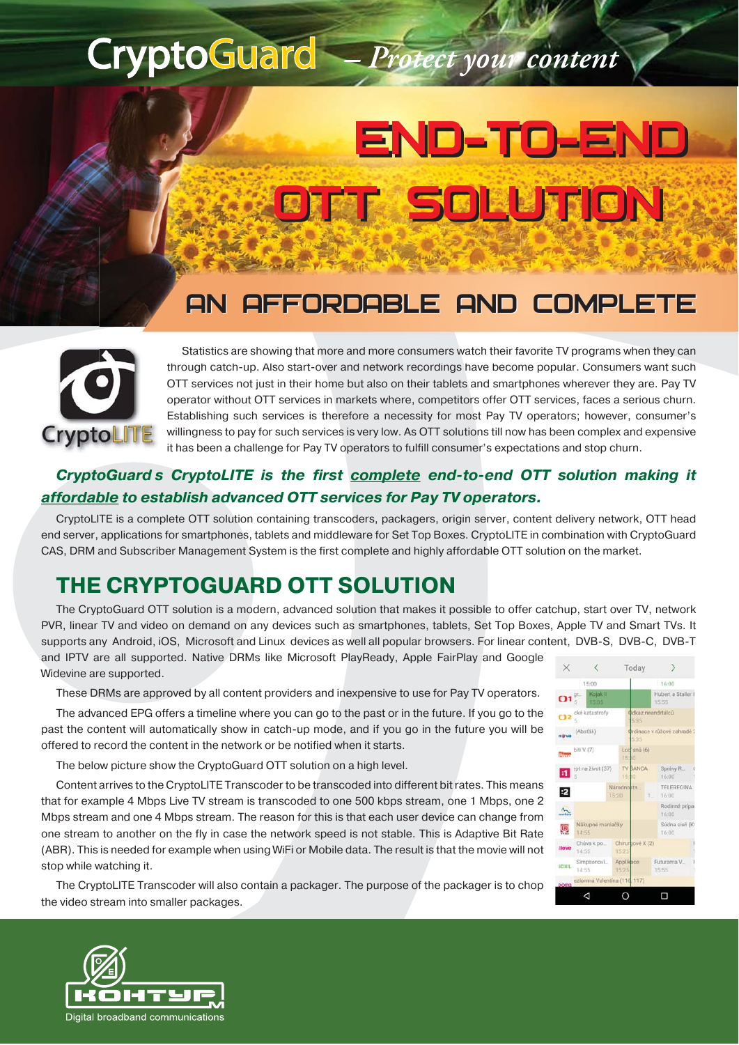CryptoGuard – Protect your content

# END-TO-END OTT SOLUTION

## AN AFFORDABLE AND COMPLETE

CryptoLITE

Statistics are showing that more and more consumers watch their favorite TV programs when they can through catch-up. Also start-over and network recordings have become popular. Consumers want such OTT services not just in their home but also on their tablets and smartphones wherever they are. Pay TV operator without OTT services in markets where, competitors offer OTT services, faces a serious churn. Establishing such services is therefore a necessity for most Pay TV operators; however, consumer's willingness to pay for such services is very low. As OTT solutions till now has been complex and expensive it has been a challenge for Pay TV operators to fulfill consumer's expectations and stop churn.

***CryptoGuard s CryptoLITE is the first complete end-to-end OTT solution making it affordable to establish advanced OTT services for Pay TV operators.***

CryptoLITE is a complete OTT solution containing transcoders, packagers, origin server, content delivery network, OTT head end server, applications for smartphones, tablets and middleware for Set Top Boxes. CryptoLITE in combination with CryptoGuard CAS, DRM and Subscriber Management System is the first complete and highly affordable OTT solution on the market.

## THE CRYPTOGUARD OTT SOLUTION

The CryptoGuard OTT solution is a modern, advanced solution that makes it possible to offer catchup, start over TV, network PVR, linear TV and video on demand on any devices such as smartphones, tablets, Set Top Boxes, Apple TV and Smart TVs. It supports any Android, iOS, Microsoft and Linux devices as well all popular browsers. For linear content, DVB-S, DVB-C, DVB-T and IPTV are all supported. Native DRMs like Microsoft PlayReady, Apple FairPlay and Google Widevine are supported.

These DRMs are approved by all content providers and inexpensive to use for Pay TV operators.

The advanced EPG offers a timeline where you can go to the past or in the future. If you go to the past the content will automatically show in catch-up mode, and if you go in the future you will be offered to record the content in the network or be notified when it starts.

The below picture show the CryptoGuard OTT solution on a high level.

Content arrives to the CryptoLITE Transcoder to be transcoded into different bit rates. This means that for example 4 Mbps Live TV stream is transcoded to one 500 kbps stream, one 1 Mbps, one 2 Mbps stream and one 4 Mbps stream. The reason for this is that each user device can change from one stream to another on the fly in case the network speed is not stable. This is Adaptive Bit Rate (ABR). This is needed for example when using WiFi or Mobile data. The result is that the movie will not stop while watching it.

The CryptoLITE Transcoder will also contain a packager. The purpose of the packager is to chop the video stream into smaller packages.

KOHTYP M – Digital broadband communications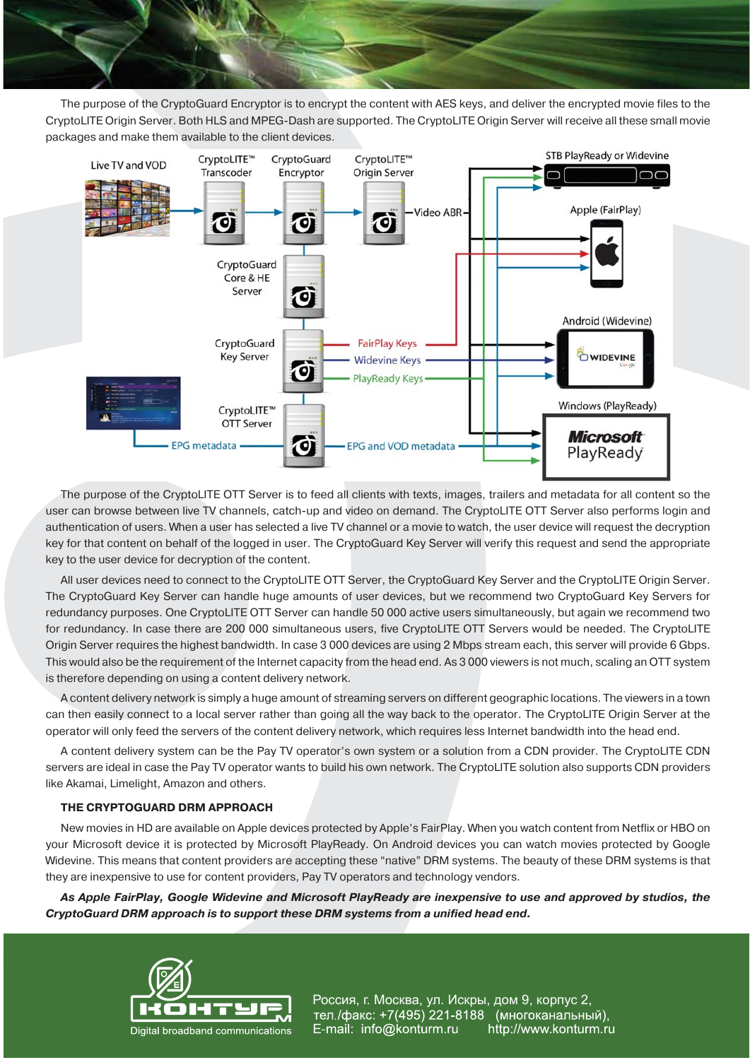The purpose of the CryptoGuard Encryptor is to encrypt the content with AES keys, and deliver the encrypted movie files to the CryptoLITE Origin Server. Both HLS and MPEG-Dash are supported. The CryptoLITE Origin Server will receive all these small movie packages and make them available to the client devices.

Live TV and VOD

CryptoLITE™ Transcoder

CryptoGuard Encryptor

CryptoLITE™ Origin Server

Video ABR

STB PlayReady or Widevine

Apple (FairPlay)

CryptoGuard Core & HE Server

Android (Widevine)

CryptoGuard Key Server

FairPlay Keys

Widevine Keys

PlayReady Keys

Windows (PlayReady)

CryptoLITE™ OTT Server

EPG metadata

EPG and VOD metadata

The purpose of the CryptoLITE OTT Server is to feed all clients with texts, images, trailers and metadata for all content so the user can browse between live TV channels, catch-up and video on demand. The CryptoLITE OTT Server also performs login and authentication of users. When a user has selected a live TV channel or a movie to watch, the user device will request the decryption key for that content on behalf of the logged in user. The CryptoGuard Key Server will verify this request and send the appropriate key to the user device for decryption of the content.

All user devices need to connect to the CryptoLITE OTT Server, the CryptoGuard Key Server and the CryptoLITE Origin Server. The CryptoGuard Key Server can handle huge amounts of user devices, but we recommend two CryptoGuard Key Servers for redundancy purposes. One CryptoLITE OTT Server can handle 50 000 active users simultaneously, but again we recommend two for redundancy. In case there are 200 000 simultaneous users, five CryptoLITE OTT Servers would be needed. The CryptoLITE Origin Server requires the highest bandwidth. In case 3 000 devices are using 2 Mbps stream each, this server will provide 6 Gbps. This would also be the requirement of the Internet capacity from the head end. As 3 000 viewers is not much, scaling an OTT system is therefore depending on using a content delivery network.

A content delivery network is simply a huge amount of streaming servers on different geographic locations. The viewers in a town can then easily connect to a local server rather than going all the way back to the operator. The CryptoLITE Origin Server at the operator will only feed the servers of the content delivery network, which requires less Internet bandwidth into the head end.

A content delivery system can be the Pay TV operator's own system or a solution from a CDN provider. The CryptoLITE CDN servers are ideal in case the Pay TV operator wants to build his own network. The CryptoLITE solution also supports CDN providers like Akamai, Limelight, Amazon and others.

#### THE CRYPTOGUARD DRM APPROACH

New movies in HD are available on Apple devices protected by Apple's FairPlay. When you watch content from Netflix or HBO on your Microsoft device it is protected by Microsoft PlayReady. On Android devices you can watch movies protected by Google Widevine. This means that content providers are accepting these "native" DRM systems. The beauty of these DRM systems is that they are inexpensive to use for content providers, Pay TV operators and technology vendors.

***As Apple FairPlay, Google Widevine and Microsoft PlayReady are inexpensive to use and approved by studios, the CryptoGuard DRM approach is to support these DRM systems from a unified head end.***

Digital broadband communications

Россия, г. Москва, ул. Искры, дом 9, корпус 2,
тел./факс: +7(495) 221-8188 (многоканальный),
E-mail: info@konturm.ru http://www.konturm.ru